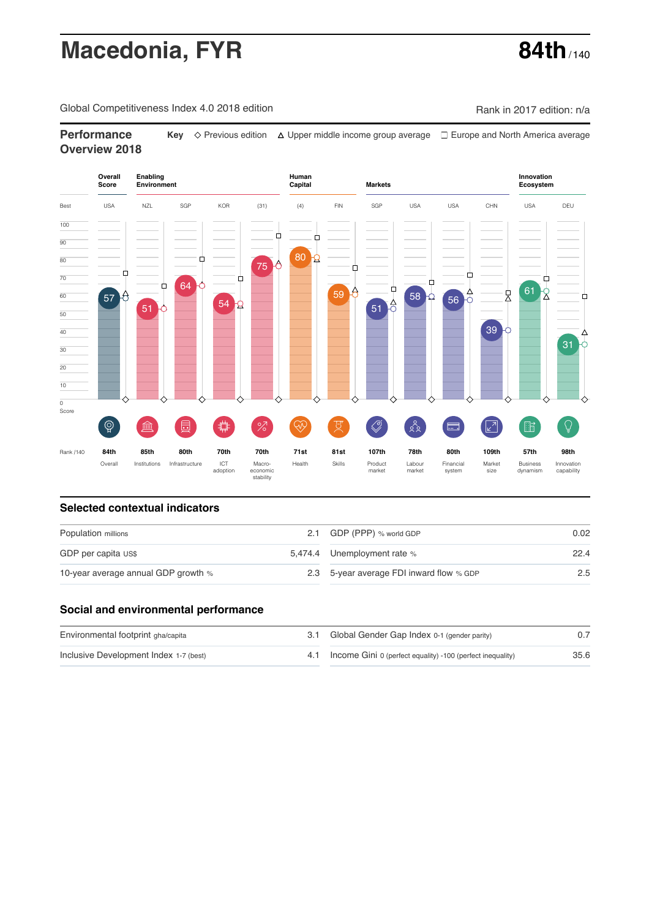# Macedonia, FYR

**84th** / 140

Global Competitiveness Index 4.0 2018 edition

Rank in 2017 edition: n/a

## Performance Overview 2018

Key: ◇ Previous edition △ Upper middle income group average ☐ Europe and North America average

| | Overall Score | Enabling Environment | | | | Human Capital | | Markets | | | | Innovation Ecosystem | |
|---|---|---|---|---|---|---|---|---|---|---|---|---|---|
| Best | USA | NZL | SGP | KOR | (31) | (4) | FIN | SGP | USA | USA | CHN | USA | DEU |
| Score | 57 | 51 | 64 | 54 | 75 | 80 | 59 | 51 | 58 | 56 | 39 | 61 | 31 |
| Rank /140 | 84th | 85th | 80th | 70th | 70th | 71st | 81st | 107th | 78th | 80th | 109th | 57th | 98th |
| | Overall | Institutions | Infrastructure | ICT adoption | Macro-economic stability | Health | Skills | Product market | Labour market | Financial system | Market size | Business dynamism | Innovation capability |

## Selected contextual indicators

| | | | |
|---|---|---|---|
| Population millions | 2.1 | GDP (PPP) % world GDP | 0.02 |
| GDP per capita US$ | 5,474.4 | Unemployment rate % | 22.4 |
| 10-year average annual GDP growth % | 2.3 | 5-year average FDI inward flow % GDP | 2.5 |

## Social and environmental performance

| | | | |
|---|---|---|---|
| Environmental footprint gha/capita | 3.1 | Global Gender Gap Index 0-1 (gender parity) | 0.7 |
| Inclusive Development Index 1-7 (best) | 4.1 | Income Gini 0 (perfect equality) -100 (perfect inequality) | 35.6 |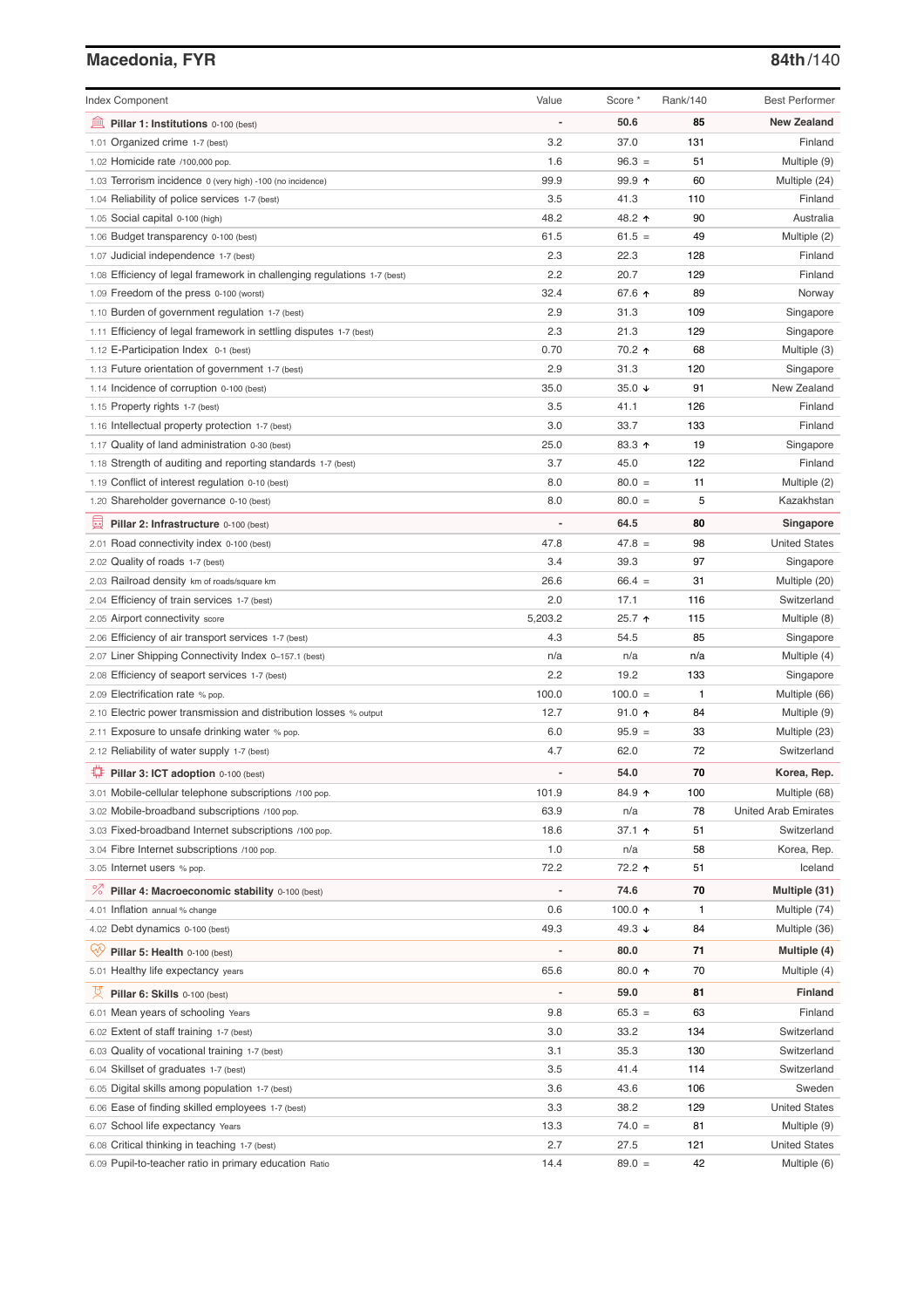## Macedonia, FYR

**84th**/140

| Index Component | Value | Score * | Rank/140 | Best Performer |
|---|---|---|---|---|
| **Pillar 1: Institutions** 0-100 (best) | - | **50.6** | **85** | **New Zealand** |
| 1.01 Organized crime 1-7 (best) | 3.2 | 37.0 | 131 | Finland |
| 1.02 Homicide rate /100,000 pop. | 1.6 | 96.3 = | 51 | Multiple (9) |
| 1.03 Terrorism incidence 0 (very high) -100 (no incidence) | 99.9 | 99.9 ↑ | 60 | Multiple (24) |
| 1.04 Reliability of police services 1-7 (best) | 3.5 | 41.3 | 110 | Finland |
| 1.05 Social capital 0-100 (high) | 48.2 | 48.2 ↑ | 90 | Australia |
| 1.06 Budget transparency 0-100 (best) | 61.5 | 61.5 = | 49 | Multiple (2) |
| 1.07 Judicial independence 1-7 (best) | 2.3 | 22.3 | 128 | Finland |
| 1.08 Efficiency of legal framework in challenging regulations 1-7 (best) | 2.2 | 20.7 | 129 | Finland |
| 1.09 Freedom of the press 0-100 (worst) | 32.4 | 67.6 ↑ | 89 | Norway |
| 1.10 Burden of government regulation 1-7 (best) | 2.9 | 31.3 | 109 | Singapore |
| 1.11 Efficiency of legal framework in settling disputes 1-7 (best) | 2.3 | 21.3 | 129 | Singapore |
| 1.12 E-Participation Index 0-1 (best) | 0.70 | 70.2 ↑ | 68 | Multiple (3) |
| 1.13 Future orientation of government 1-7 (best) | 2.9 | 31.3 | 120 | Singapore |
| 1.14 Incidence of corruption 0-100 (best) | 35.0 | 35.0 ↓ | 91 | New Zealand |
| 1.15 Property rights 1-7 (best) | 3.5 | 41.1 | 126 | Finland |
| 1.16 Intellectual property protection 1-7 (best) | 3.0 | 33.7 | 133 | Finland |
| 1.17 Quality of land administration 0-30 (best) | 25.0 | 83.3 ↑ | 19 | Singapore |
| 1.18 Strength of auditing and reporting standards 1-7 (best) | 3.7 | 45.0 | 122 | Finland |
| 1.19 Conflict of interest regulation 0-10 (best) | 8.0 | 80.0 = | 11 | Multiple (2) |
| 1.20 Shareholder governance 0-10 (best) | 8.0 | 80.0 = | 5 | Kazakhstan |
| **Pillar 2: Infrastructure** 0-100 (best) | - | **64.5** | **80** | **Singapore** |
| 2.01 Road connectivity index 0-100 (best) | 47.8 | 47.8 = | 98 | United States |
| 2.02 Quality of roads 1-7 (best) | 3.4 | 39.3 | 97 | Singapore |
| 2.03 Railroad density km of roads/square km | 26.6 | 66.4 = | 31 | Multiple (20) |
| 2.04 Efficiency of train services 1-7 (best) | 2.0 | 17.1 | 116 | Switzerland |
| 2.05 Airport connectivity score | 5,203.2 | 25.7 ↑ | 115 | Multiple (8) |
| 2.06 Efficiency of air transport services 1-7 (best) | 4.3 | 54.5 | 85 | Singapore |
| 2.07 Liner Shipping Connectivity Index 0–157.1 (best) | n/a | n/a | n/a | Multiple (4) |
| 2.08 Efficiency of seaport services 1-7 (best) | 2.2 | 19.2 | 133 | Singapore |
| 2.09 Electrification rate % pop. | 100.0 | 100.0 = | 1 | Multiple (66) |
| 2.10 Electric power transmission and distribution losses % output | 12.7 | 91.0 ↑ | 84 | Multiple (9) |
| 2.11 Exposure to unsafe drinking water % pop. | 6.0 | 95.9 = | 33 | Multiple (23) |
| 2.12 Reliability of water supply 1-7 (best) | 4.7 | 62.0 | 72 | Switzerland |
| **Pillar 3: ICT adoption** 0-100 (best) | - | **54.0** | **70** | **Korea, Rep.** |
| 3.01 Mobile-cellular telephone subscriptions /100 pop. | 101.9 | 84.9 ↑ | 100 | Multiple (68) |
| 3.02 Mobile-broadband subscriptions /100 pop. | 63.9 | n/a | 78 | United Arab Emirates |
| 3.03 Fixed-broadband Internet subscriptions /100 pop. | 18.6 | 37.1 ↑ | 51 | Switzerland |
| 3.04 Fibre Internet subscriptions /100 pop. | 1.0 | n/a | 58 | Korea, Rep. |
| 3.05 Internet users % pop. | 72.2 | 72.2 ↑ | 51 | Iceland |
| **Pillar 4: Macroeconomic stability** 0-100 (best) | - | **74.6** | **70** | **Multiple (31)** |
| 4.01 Inflation annual % change | 0.6 | 100.0 ↑ | 1 | Multiple (74) |
| 4.02 Debt dynamics 0-100 (best) | 49.3 | 49.3 ↓ | 84 | Multiple (36) |
| **Pillar 5: Health** 0-100 (best) | - | **80.0** | **71** | **Multiple (4)** |
| 5.01 Healthy life expectancy years | 65.6 | 80.0 ↑ | 70 | Multiple (4) |
| **Pillar 6: Skills** 0-100 (best) | - | **59.0** | **81** | **Finland** |
| 6.01 Mean years of schooling Years | 9.8 | 65.3 = | 63 | Finland |
| 6.02 Extent of staff training 1-7 (best) | 3.0 | 33.2 | 134 | Switzerland |
| 6.03 Quality of vocational training 1-7 (best) | 3.1 | 35.3 | 130 | Switzerland |
| 6.04 Skillset of graduates 1-7 (best) | 3.5 | 41.4 | 114 | Switzerland |
| 6.05 Digital skills among population 1-7 (best) | 3.6 | 43.6 | 106 | Sweden |
| 6.06 Ease of finding skilled employees 1-7 (best) | 3.3 | 38.2 | 129 | United States |
| 6.07 School life expectancy Years | 13.3 | 74.0 = | 81 | Multiple (9) |
| 6.08 Critical thinking in teaching 1-7 (best) | 2.7 | 27.5 | 121 | United States |
| 6.09 Pupil-to-teacher ratio in primary education Ratio | 14.4 | 89.0 = | 42 | Multiple (6) |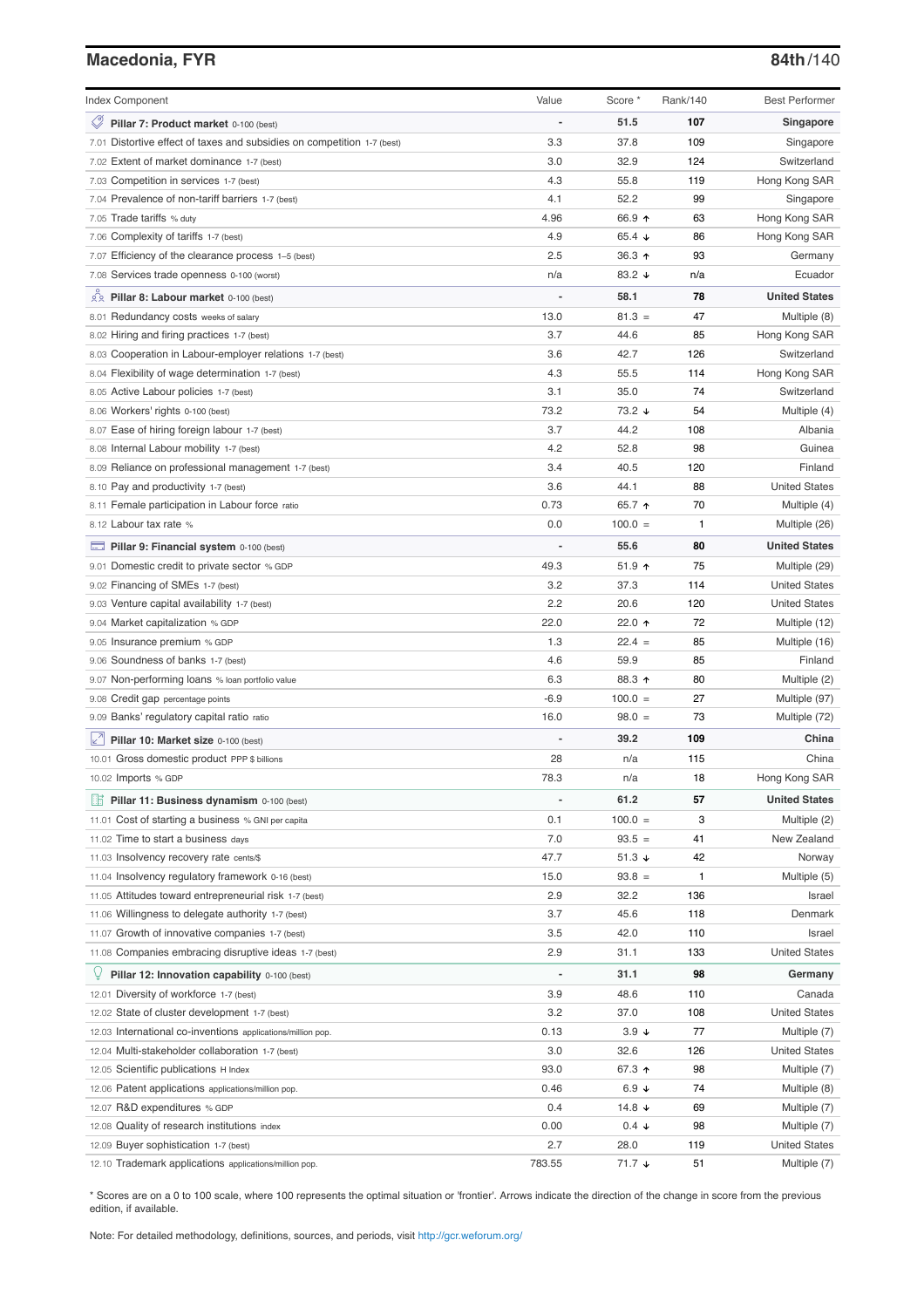## Macedonia, FYR

**84th**/140

| Index Component | Value | Score * | Rank/140 | Best Performer |
|---|---|---|---|---|
| **Pillar 7: Product market** 0-100 (best) | - | **51.5** | **107** | **Singapore** |
| 7.01 Distortive effect of taxes and subsidies on competition 1-7 (best) | 3.3 | 37.8 | 109 | Singapore |
| 7.02 Extent of market dominance 1-7 (best) | 3.0 | 32.9 | 124 | Switzerland |
| 7.03 Competition in services 1-7 (best) | 4.3 | 55.8 | 119 | Hong Kong SAR |
| 7.04 Prevalence of non-tariff barriers 1-7 (best) | 4.1 | 52.2 | 99 | Singapore |
| 7.05 Trade tariffs % duty | 4.96 | 66.9 ↑ | 63 | Hong Kong SAR |
| 7.06 Complexity of tariffs 1-7 (best) | 4.9 | 65.4 ↓ | 86 | Hong Kong SAR |
| 7.07 Efficiency of the clearance process 1–5 (best) | 2.5 | 36.3 ↑ | 93 | Germany |
| 7.08 Services trade openness 0-100 (worst) | n/a | 83.2 ↓ | n/a | Ecuador |
| **Pillar 8: Labour market** 0-100 (best) | - | **58.1** | **78** | **United States** |
| 8.01 Redundancy costs weeks of salary | 13.0 | 81.3 = | 47 | Multiple (8) |
| 8.02 Hiring and firing practices 1-7 (best) | 3.7 | 44.6 | 85 | Hong Kong SAR |
| 8.03 Cooperation in Labour-employer relations 1-7 (best) | 3.6 | 42.7 | 126 | Switzerland |
| 8.04 Flexibility of wage determination 1-7 (best) | 4.3 | 55.5 | 114 | Hong Kong SAR |
| 8.05 Active Labour policies 1-7 (best) | 3.1 | 35.0 | 74 | Switzerland |
| 8.06 Workers' rights 0-100 (best) | 73.2 | 73.2 ↓ | 54 | Multiple (4) |
| 8.07 Ease of hiring foreign labour 1-7 (best) | 3.7 | 44.2 | 108 | Albania |
| 8.08 Internal Labour mobility 1-7 (best) | 4.2 | 52.8 | 98 | Guinea |
| 8.09 Reliance on professional management 1-7 (best) | 3.4 | 40.5 | 120 | Finland |
| 8.10 Pay and productivity 1-7 (best) | 3.6 | 44.1 | 88 | United States |
| 8.11 Female participation in Labour force ratio | 0.73 | 65.7 ↑ | 70 | Multiple (4) |
| 8.12 Labour tax rate % | 0.0 | 100.0 = | 1 | Multiple (26) |
| **Pillar 9: Financial system** 0-100 (best) | - | **55.6** | **80** | **United States** |
| 9.01 Domestic credit to private sector % GDP | 49.3 | 51.9 ↑ | 75 | Multiple (29) |
| 9.02 Financing of SMEs 1-7 (best) | 3.2 | 37.3 | 114 | United States |
| 9.03 Venture capital availability 1-7 (best) | 2.2 | 20.6 | 120 | United States |
| 9.04 Market capitalization % GDP | 22.0 | 22.0 ↑ | 72 | Multiple (12) |
| 9.05 Insurance premium % GDP | 1.3 | 22.4 = | 85 | Multiple (16) |
| 9.06 Soundness of banks 1-7 (best) | 4.6 | 59.9 | 85 | Finland |
| 9.07 Non-performing loans % loan portfolio value | 6.3 | 88.3 ↑ | 80 | Multiple (2) |
| 9.08 Credit gap percentage points | -6.9 | 100.0 = | 27 | Multiple (97) |
| 9.09 Banks' regulatory capital ratio ratio | 16.0 | 98.0 = | 73 | Multiple (72) |
| **Pillar 10: Market size** 0-100 (best) | - | **39.2** | **109** | **China** |
| 10.01 Gross domestic product PPP $ billions | 28 | n/a | 115 | China |
| 10.02 Imports % GDP | 78.3 | n/a | 18 | Hong Kong SAR |
| **Pillar 11: Business dynamism** 0-100 (best) | - | **61.2** | **57** | **United States** |
| 11.01 Cost of starting a business % GNI per capita | 0.1 | 100.0 = | 3 | Multiple (2) |
| 11.02 Time to start a business days | 7.0 | 93.5 = | 41 | New Zealand |
| 11.03 Insolvency recovery rate cents/$ | 47.7 | 51.3 ↓ | 42 | Norway |
| 11.04 Insolvency regulatory framework 0-16 (best) | 15.0 | 93.8 = | 1 | Multiple (5) |
| 11.05 Attitudes toward entrepreneurial risk 1-7 (best) | 2.9 | 32.2 | 136 | Israel |
| 11.06 Willingness to delegate authority 1-7 (best) | 3.7 | 45.6 | 118 | Denmark |
| 11.07 Growth of innovative companies 1-7 (best) | 3.5 | 42.0 | 110 | Israel |
| 11.08 Companies embracing disruptive ideas 1-7 (best) | 2.9 | 31.1 | 133 | United States |
| **Pillar 12: Innovation capability** 0-100 (best) | - | **31.1** | **98** | **Germany** |
| 12.01 Diversity of workforce 1-7 (best) | 3.9 | 48.6 | 110 | Canada |
| 12.02 State of cluster development 1-7 (best) | 3.2 | 37.0 | 108 | United States |
| 12.03 International co-inventions applications/million pop. | 0.13 | 3.9 ↓ | 77 | Multiple (7) |
| 12.04 Multi-stakeholder collaboration 1-7 (best) | 3.0 | 32.6 | 126 | United States |
| 12.05 Scientific publications H Index | 93.0 | 67.3 ↑ | 98 | Multiple (7) |
| 12.06 Patent applications applications/million pop. | 0.46 | 6.9 ↓ | 74 | Multiple (8) |
| 12.07 R&D expenditures % GDP | 0.4 | 14.8 ↓ | 69 | Multiple (7) |
| 12.08 Quality of research institutions index | 0.00 | 0.4 ↓ | 98 | Multiple (7) |
| 12.09 Buyer sophistication 1-7 (best) | 2.7 | 28.0 | 119 | United States |
| 12.10 Trademark applications applications/million pop. | 783.55 | 71.7 ↓ | 51 | Multiple (7) |

* Scores are on a 0 to 100 scale, where 100 represents the optimal situation or 'frontier'. Arrows indicate the direction of the change in score from the previous edition, if available.

Note: For detailed methodology, definitions, sources, and periods, visit http://gcr.weforum.org/